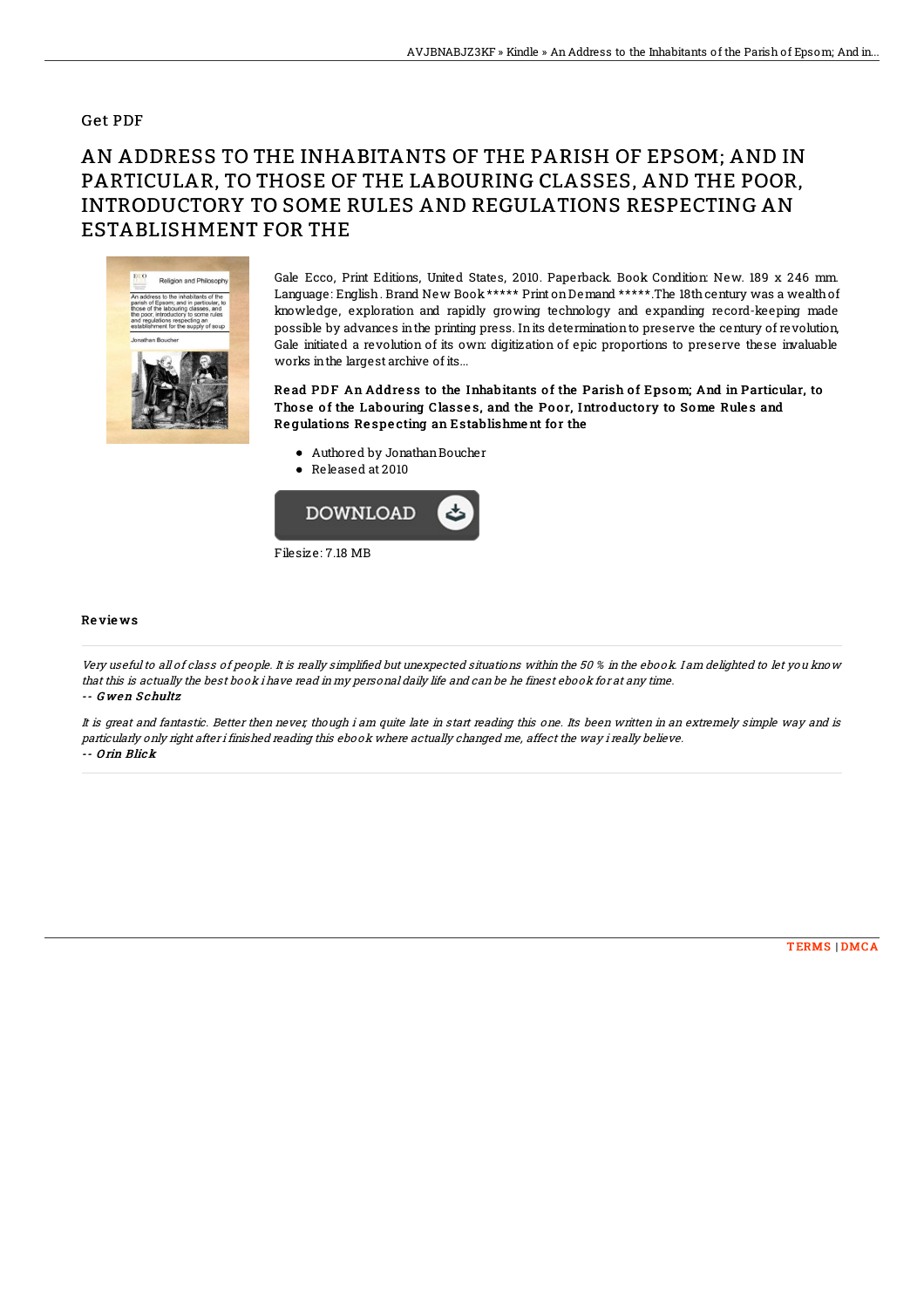## Get PDF

# AN ADDRESS TO THE INHABITANTS OF THE PARISH OF EPSOM; AND IN PARTICULAR, TO THOSE OF THE LABOURING CLASSES, AND THE POOR, INTRODUCTORY TO SOME RULES AND REGULATIONS RESPECTING AN ESTABLISHMENT FOR THE

Gale Ecco, Print Editions, United States, 2010. Paperback. Book Condition: New. 189 x 246 mm. Language: English . Brand New Book ***** Print on Demand *****.The 18th century was a wealth of knowledge, exploration and rapidly growing technology and expanding record-keeping made possible by advances in the printing press. In its determination to preserve the century of revolution, Gale initiated a revolution of its own: digitization of epic proportions to preserve these invaluable works in the largest archive of its...

**Read PDF An Address to the Inhabitants of the Parish of Epsom; And in Particular, to Those of the Labouring Classes, and the Poor, Introductory to Some Rules and Regulations Respecting an Establishment for the**

- Authored by Jonathan Boucher
- Released at 2010

DOWNLOAD

Filesize: 7.18 MB

## Reviews

*Very useful to all of class of people. It is really simplified but unexpected situations within the 50 % in the ebook. I am delighted to let you know that this is actually the best book i have read in my personal daily life and can be he finest ebook for at any time.*

*-- Gwen Schultz*

*It is great and fantastic. Better then never, though i am quite late in start reading this one. Its been written in an extremely simple way and is particularly only right after i finished reading this ebook where actually changed me, affect the way i really believe.*

*-- Orin Blick*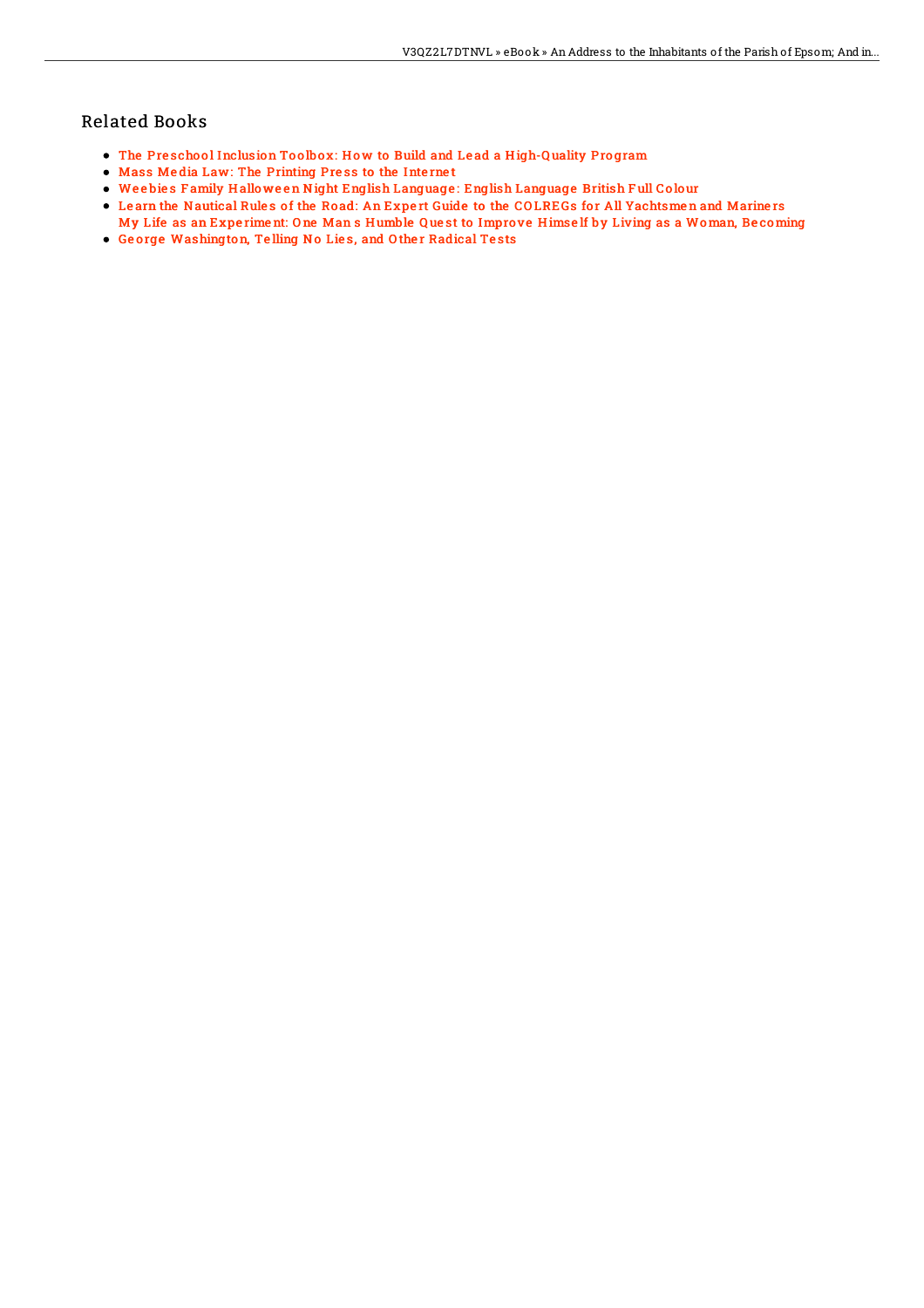## Related Books

- The Preschool Inclusion Toolbox: How to Build and Lead a High-Quality Program
- Mass Media Law: The Printing Press to the Internet
- Weebies Family Halloween Night English Language: English Language British Full Colour
- Learn the Nautical Rules of the Road: An Expert Guide to the COLREGs for All Yachtsmen and Mariners
  My Life as an Experiment: One Man s Humble Quest to Improve Himself by Living as a Woman, Becoming
- George Washington, Telling No Lies, and Other Radical Tests